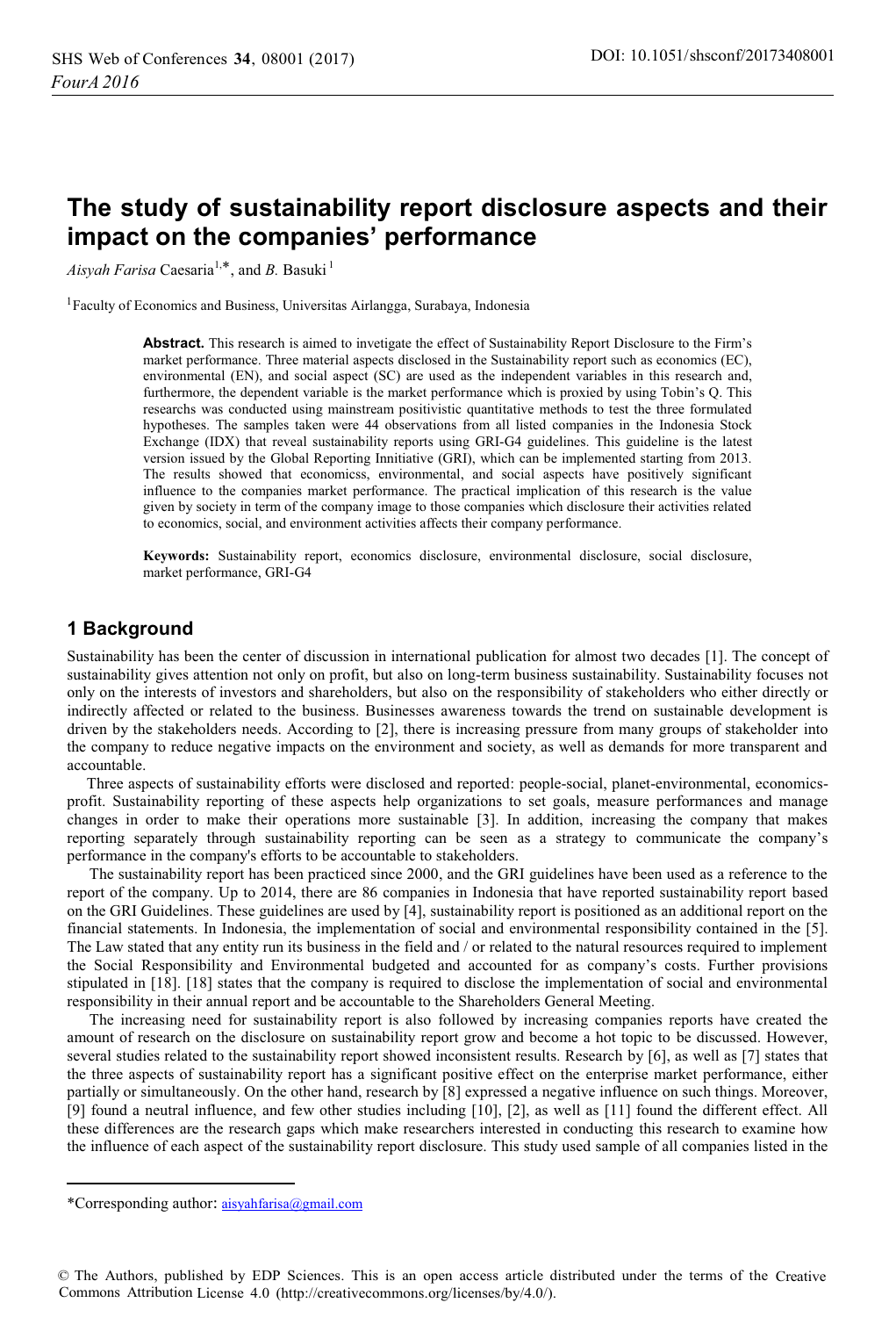# The study of sustainability report disclosure aspects and their impact on the companies' performance

*Aisyah Farisa* Caesaria[1,*], and *B.* Basuki[1]

[1]Faculty of Economics and Business, Universitas Airlangga, Surabaya, Indonesia

**Abstract.** This research is aimed to invetigate the effect of Sustainability Report Disclosure to the Firm's market performance. Three material aspects disclosed in the Sustainability report such as economics (EC), environmental (EN), and social aspect (SC) are used as the independent variables in this research and, furthermore, the dependent variable is the market performance which is proxied by using Tobin's Q. This researchs was conducted using mainstream positivistic quantitative methods to test the three formulated hypotheses. The samples taken were 44 observations from all listed companies in the Indonesia Stock Exchange (IDX) that reveal sustainability reports using GRI-G4 guidelines. This guideline is the latest version issued by the Global Reporting Innitiative (GRI), which can be implemented starting from 2013. The results showed that economicss, environmental, and social aspects have positively significant influence to the companies market performance. The practical implication of this research is the value given by society in term of the company image to those companies which disclosure their activities related to economics, social, and environment activities affects their company performance.

**Keywords:** Sustainability report, economics disclosure, environmental disclosure, social disclosure, market performance, GRI-G4

## 1 Background

Sustainability has been the center of discussion in international publication for almost two decades [1]. The concept of sustainability gives attention not only on profit, but also on long-term business sustainability. Sustainability focuses not only on the interests of investors and shareholders, but also on the responsibility of stakeholders who either directly or indirectly affected or related to the business. Businesses awareness towards the trend on sustainable development is driven by the stakeholders needs. According to [2], there is increasing pressure from many groups of stakeholder into the company to reduce negative impacts on the environment and society, as well as demands for more transparent and accountable.

Three aspects of sustainability efforts were disclosed and reported: people-social, planet-environmental, economics-profit. Sustainability reporting of these aspects help organizations to set goals, measure performances and manage changes in order to make their operations more sustainable [3]. In addition, increasing the company that makes reporting separately through sustainability reporting can be seen as a strategy to communicate the company's performance in the company's efforts to be accountable to stakeholders.

The sustainability report has been practiced since 2000, and the GRI guidelines have been used as a reference to the report of the company. Up to 2014, there are 86 companies in Indonesia that have reported sustainability report based on the GRI Guidelines. These guidelines are used by [4], sustainability report is positioned as an additional report on the financial statements. In Indonesia, the implementation of social and environmental responsibility contained in the [5]. The Law stated that any entity run its business in the field and / or related to the natural resources required to implement the Social Responsibility and Environmental budgeted and accounted for as company's costs. Further provisions stipulated in [18]. [18] states that the company is required to disclose the implementation of social and environmental responsibility in their annual report and be accountable to the Shareholders General Meeting.

The increasing need for sustainability report is also followed by increasing companies reports have created the amount of research on the disclosure on sustainability report grow and become a hot topic to be discussed. However, several studies related to the sustainability report showed inconsistent results. Research by [6], as well as [7] states that the three aspects of sustainability report has a significant positive effect on the enterprise market performance, either partially or simultaneously. On the other hand, research by [8] expressed a negative influence on such things. Moreover, [9] found a neutral influence, and few other studies including [10], [2], as well as [11] found the different effect. All these differences are the research gaps which make researchers interested in conducting this research to examine how the influence of each aspect of the sustainability report disclosure. This study used sample of all companies listed in the

---

*Corresponding author: aisyahfarisa@gmail.com

© The Authors, published by EDP Sciences. This is an open access article distributed under the terms of the Creative Commons Attribution License 4.0 (http://creativecommons.org/licenses/by/4.0/).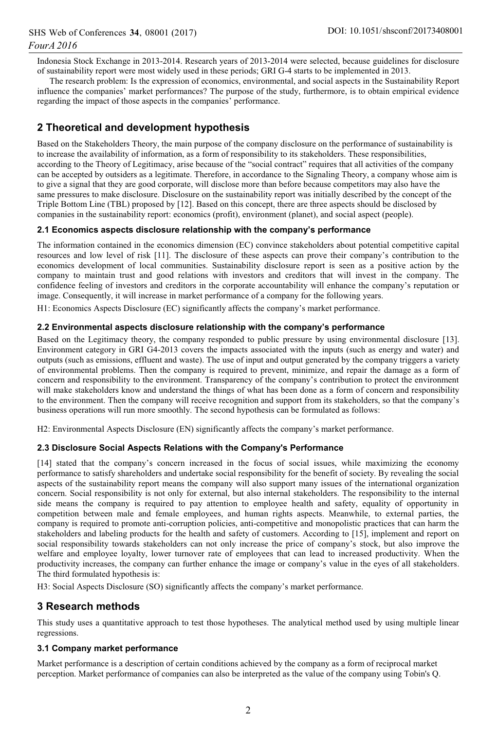Indonesia Stock Exchange in 2013-2014. Research years of 2013-2014 were selected, because guidelines for disclosure of sustainability report were most widely used in these periods; GRI G-4 starts to be implemented in 2013.

The research problem: Is the expression of economics, environmental, and social aspects in the Sustainability Report influence the companies' market performances? The purpose of the study, furthermore, is to obtain empirical evidence regarding the impact of those aspects in the companies' performance.

## 2 Theoretical and development hypothesis

Based on the Stakeholders Theory, the main purpose of the company disclosure on the performance of sustainability is to increase the availability of information, as a form of responsibility to its stakeholders. These responsibilities, according to the Theory of Legitimacy, arise because of the "social contract" requires that all activities of the company can be accepted by outsiders as a legitimate. Therefore, in accordance to the Signaling Theory, a company whose aim is to give a signal that they are good corporate, will disclose more than before because competitors may also have the same pressures to make disclosure. Disclosure on the sustainability report was initially described by the concept of the Triple Bottom Line (TBL) proposed by [12]. Based on this concept, there are three aspects should be disclosed by companies in the sustainability report: economics (profit), environment (planet), and social aspect (people).

### 2.1 Economics aspects disclosure relationship with the company's performance

The information contained in the economics dimension (EC) convince stakeholders about potential competitive capital resources and low level of risk [11]. The disclosure of these aspects can prove their company's contribution to the economics development of local communities. Sustainability disclosure report is seen as a positive action by the company to maintain trust and good relations with investors and creditors that will invest in the company. The confidence feeling of investors and creditors in the corporate accountability will enhance the company's reputation or image. Consequently, it will increase in market performance of a company for the following years.

H1: Economics Aspects Disclosure (EC) significantly affects the company's market performance.

### 2.2 Environmental aspects disclosure relationship with the company's performance

Based on the Legitimacy theory, the company responded to public pressure by using environmental disclosure [13]. Environment category in GRI G4-2013 covers the impacts associated with the inputs (such as energy and water) and outputs (such as emissions, effluent and waste). The use of input and output generated by the company triggers a variety of environmental problems. Then the company is required to prevent, minimize, and repair the damage as a form of concern and responsibility to the environment. Transparency of the company's contribution to protect the environment will make stakeholders know and understand the things of what has been done as a form of concern and responsibility to the environment. Then the company will receive recognition and support from its stakeholders, so that the company's business operations will run more smoothly. The second hypothesis can be formulated as follows:

H2: Environmental Aspects Disclosure (EN) significantly affects the company's market performance.

### 2.3 Disclosure Social Aspects Relations with the Company's Performance

[14] stated that the company's concern increased in the focus of social issues, while maximizing the economy performance to satisfy shareholders and undertake social responsibility for the benefit of society. By revealing the social aspects of the sustainability report means the company will also support many issues of the international organization concern. Social responsibility is not only for external, but also internal stakeholders. The responsibility to the internal side means the company is required to pay attention to employee health and safety, equality of opportunity in competition between male and female employees, and human rights aspects. Meanwhile, to external parties, the company is required to promote anti-corruption policies, anti-competitive and monopolistic practices that can harm the stakeholders and labeling products for the health and safety of customers. According to [15], implement and report on social responsibility towards stakeholders can not only increase the price of company's stock, but also improve the welfare and employee loyalty, lower turnover rate of employees that can lead to increased productivity. When the productivity increases, the company can further enhance the image or company's value in the eyes of all stakeholders. The third formulated hypothesis is:

H3: Social Aspects Disclosure (SO) significantly affects the company's market performance.

## 3 Research methods

This study uses a quantitative approach to test those hypotheses. The analytical method used by using multiple linear regressions.

### 3.1 Company market performance

Market performance is a description of certain conditions achieved by the company as a form of reciprocal market perception. Market performance of companies can also be interpreted as the value of the company using Tobin's Q.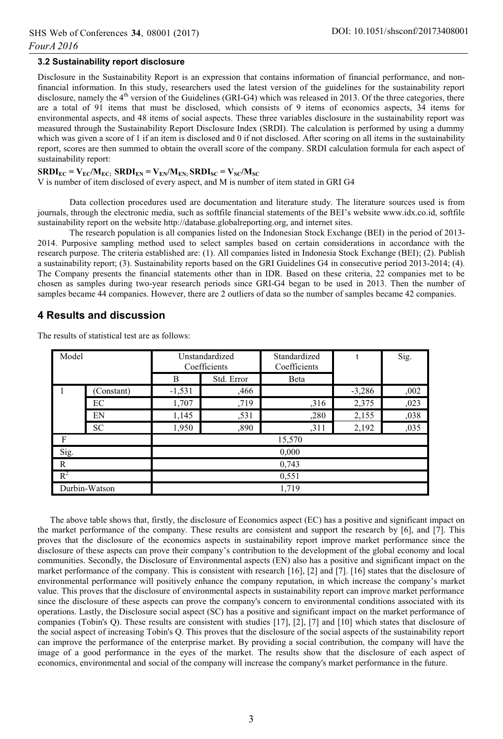### 3.2 Sustainability report disclosure

Disclosure in the Sustainability Report is an expression that contains information of financial performance, and non-financial information. In this study, researchers used the latest version of the guidelines for the sustainability report disclosure, namely the 4th version of the Guidelines (GRI-G4) which was released in 2013. Of the three categories, there are a total of 91 items that must be disclosed, which consists of 9 items of economics aspects, 34 items for environmental aspects, and 48 items of social aspects. These three variables disclosure in the sustainability report was measured through the Sustainability Report Disclosure Index (SRDI). The calculation is performed by using a dummy which was given a score of 1 if an item is disclosed and 0 if not disclosed. After scoring on all items in the sustainability report, scores are then summed to obtain the overall score of the company. SRDI calculation formula for each aspect of sustainability report:

$\mathbf{SRDI_{EC} = V_{EC}/M_{EC};\ SRDI_{EN} = V_{EN}/M_{EN};\ SRDI_{SC} = V_{SC}/M_{SC}}$

V is number of item disclosed of every aspect, and M is number of item stated in GRI G4

Data collection procedures used are documentation and literature study. The literature sources used is from journals, through the electronic media, such as softfile financial statements of the BEI's website www.idx.co.id, softfile sustainability report on the website http://database.globalreporting.org, and internet sites.

The research population is all companies listed on the Indonesian Stock Exchange (BEI) in the period of 2013-2014. Purposive sampling method used to select samples based on certain considerations in accordance with the research purpose. The criteria established are: (1). All companies listed in Indonesia Stock Exchange (BEI); (2). Publish a sustainability report; (3). Sustainability reports based on the GRI Guidelines G4 in consecutive period 2013-2014; (4). The Company presents the financial statements other than in IDR. Based on these criteria, 22 companies met to be chosen as samples during two-year research periods since GRI-G4 began to be used in 2013. Then the number of samples became 44 companies. However, there are 2 outliers of data so the number of samples became 42 companies.

## 4 Results and discussion

The results of statistical test are as follows:

| Model | | Unstandardized Coefficients | | Standardized Coefficients | t | Sig. |
|---|---|---|---|---|---|---|
| | | B | Std. Error | Beta | | |
| 1 | (Constant) | -1,531 | ,466 | | -3,286 | ,002 |
| | EC | 1,707 | ,719 | ,316 | 2,375 | ,023 |
| | EN | 1,145 | ,531 | ,280 | 2,155 | ,038 |
| | SC | 1,950 | ,890 | ,311 | 2,192 | ,035 |
| F | | 15,570 | | | | |
| Sig. | | 0,000 | | | | |
| R | | 0,743 | | | | |
| $R^2$ | | 0,551 | | | | |
| Durbin-Watson | | 1,719 | | | | |

The above table shows that, firstly, the disclosure of Economics aspect (EC) has a positive and significant impact on the market performance of the company. These results are consistent and support the research by [6], and [7]. This proves that the disclosure of the economics aspects in sustainability report improve market performance since the disclosure of these aspects can prove their company's contribution to the development of the global economy and local communities. Secondly, the Disclosure of Environmental aspects (EN) also has a positive and significant impact on the market performance of the company. This is consistent with research [16], [2] and [7]. [16] states that the disclosure of environmental performance will positively enhance the company reputation, in which increase the company's market value. This proves that the disclosure of environmental aspects in sustainability report can improve market performance since the disclosure of these aspects can prove the company's concern to environmental conditions associated with its operations. Lastly, the Disclosure social aspect (SC) has a positive and significant impact on the market performance of companies (Tobin's Q). These results are consistent with studies [17], [2], [7] and [10] which states that disclosure of the social aspect of increasing Tobin's Q. This proves that the disclosure of the social aspects of the sustainability report can improve the performance of the enterprise market. By providing a social contribution, the company will have the image of a good performance in the eyes of the market. The results show that the disclosure of each aspect of economics, environmental and social of the company will increase the company's market performance in the future.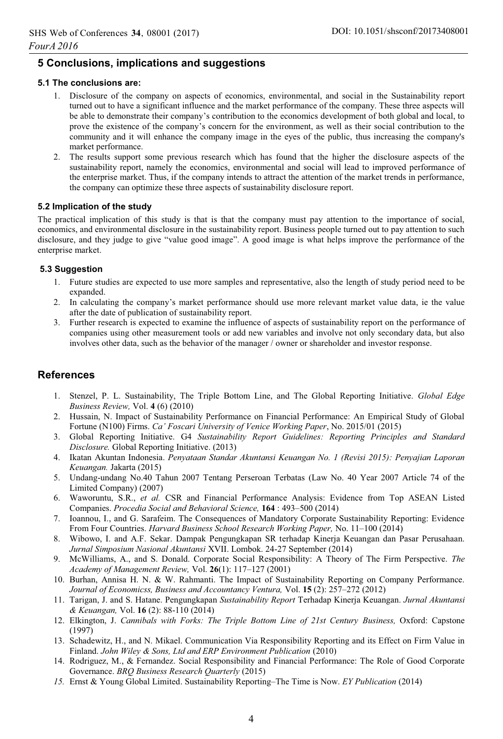## 5 Conclusions, implications and suggestions

### 5.1 The conclusions are:

1. Disclosure of the company on aspects of economics, environmental, and social in the Sustainability report turned out to have a significant influence and the market performance of the company. These three aspects will be able to demonstrate their company's contribution to the economics development of both global and local, to prove the existence of the company's concern for the environment, as well as their social contribution to the community and it will enhance the company image in the eyes of the public, thus increasing the company's market performance.
2. The results support some previous research which has found that the higher the disclosure aspects of the sustainability report, namely the economics, environmental and social will lead to improved performance of the enterprise market. Thus, if the company intends to attract the attention of the market trends in performance, the company can optimize these three aspects of sustainability disclosure report.

### 5.2 Implication of the study

The practical implication of this study is that is that the company must pay attention to the importance of social, economics, and environmental disclosure in the sustainability report. Business people turned out to pay attention to such disclosure, and they judge to give "value good image". A good image is what helps improve the performance of the enterprise market.

### 5.3 Suggestion

1. Future studies are expected to use more samples and representative, also the length of study period need to be expanded.
2. In calculating the company's market performance should use more relevant market value data, ie the value after the date of publication of sustainability report.
3. Further research is expected to examine the influence of aspects of sustainability report on the performance of companies using other measurement tools or add new variables and involve not only secondary data, but also involves other data, such as the behavior of the manager / owner or shareholder and investor response.

## References

1. Stenzel, P. L. Sustainability, The Triple Bottom Line, and The Global Reporting Initiative. *Global Edge Business Review,* Vol. **4** (6) (2010)
2. Hussain, N. Impact of Sustainability Performance on Financial Performance: An Empirical Study of Global Fortune (N100) Firms. *Ca' Foscari University of Venice Working Paper*, No. 2015/01 (2015)
3. Global Reporting Initiative. G4 *Sustainability Report Guidelines: Reporting Principles and Standard Disclosure.* Global Reporting Initiative. (2013)
4. Ikatan Akuntan Indonesia. *Penyataan Standar Akuntansi Keuangan No. 1 (Revisi 2015): Penyajian Laporan Keuangan.* Jakarta (2015)
5. Undang-undang No.40 Tahun 2007 Tentang Perseroan Terbatas (Law No. 40 Year 2007 Article 74 of the Limited Company) (2007)
6. Waworuntu, S.R., *et al.* CSR and Financial Performance Analysis: Evidence from Top ASEAN Listed Companies. *Procedia Social and Behavioral Science,* **164** : 493–500 (2014)
7. Ioannou, I., and G. Sarafeim. The Consequences of Mandatory Corporate Sustainability Reporting: Evidence From Four Countries. *Harvard Business School Research Working Paper,* No. 11–100 (2014)
8. Wibowo, I. and A.F. Sekar. Dampak Pengungkapan SR terhadap Kinerja Keuangan dan Pasar Perusahaan. *Jurnal Simposium Nasional Akuntansi* XVII. Lombok. 24-27 September (2014)
9. McWilliams, A., and S. Donald. Corporate Social Responsibility: A Theory of The Firm Perspective. *The Academy of Management Review,* Vol. **26**(1): 117–127 (2001)
10. Burhan, Annisa H. N. & W. Rahmanti. The Impact of Sustainability Reporting on Company Performance. *Journal of Economicss, Business and Accountancy Ventura,* Vol. **15** (2): 257–272 (2012)
11. Tarigan, J. and S. Hatane. Pengungkapan *Sustainability Report* Terhadap Kinerja Keuangan. *Jurnal Akuntansi & Keuangan,* Vol. **16** (2): 88-110 (2014)
12. Elkington, J. *Cannibals with Forks: The Triple Bottom Line of 21st Century Business,* Oxford: Capstone (1997)
13. Schadewitz, H., and N. Mikael. Communication Via Responsibility Reporting and its Effect on Firm Value in Finland. *John Wiley & Sons, Ltd and ERP Environment Publication* (2010)
14. Rodriguez, M., & Fernandez. Social Responsibility and Financial Performance: The Role of Good Corporate Governance. *BRQ Business Research Quarterly* (2015)
15. Ernst & Young Global Limited. Sustainability Reporting–The Time is Now. *EY Publication* (2014)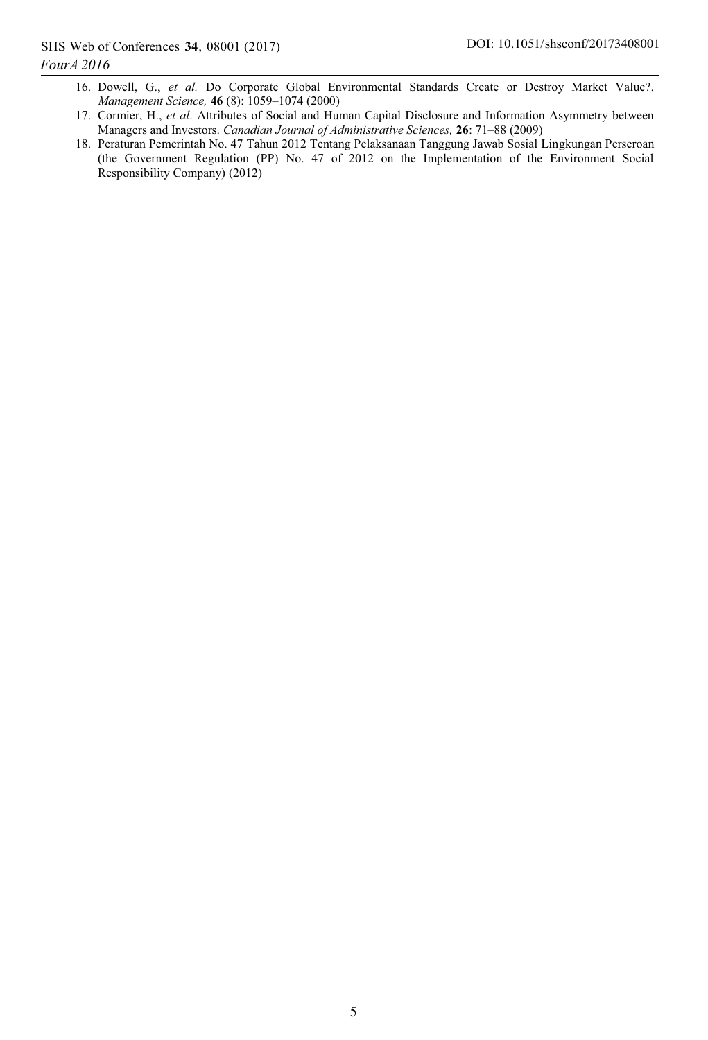16. Dowell, G., *et al.* Do Corporate Global Environmental Standards Create or Destroy Market Value?. *Management Science,* **46** (8): 1059–1074 (2000)
17. Cormier, H., *et al*. Attributes of Social and Human Capital Disclosure and Information Asymmetry between Managers and Investors. *Canadian Journal of Administrative Sciences,* **26**: 71–88 (2009)
18. Peraturan Pemerintah No. 47 Tahun 2012 Tentang Pelaksanaan Tanggung Jawab Sosial Lingkungan Perseroan (the Government Regulation (PP) No. 47 of 2012 on the Implementation of the Environment Social Responsibility Company) (2012)